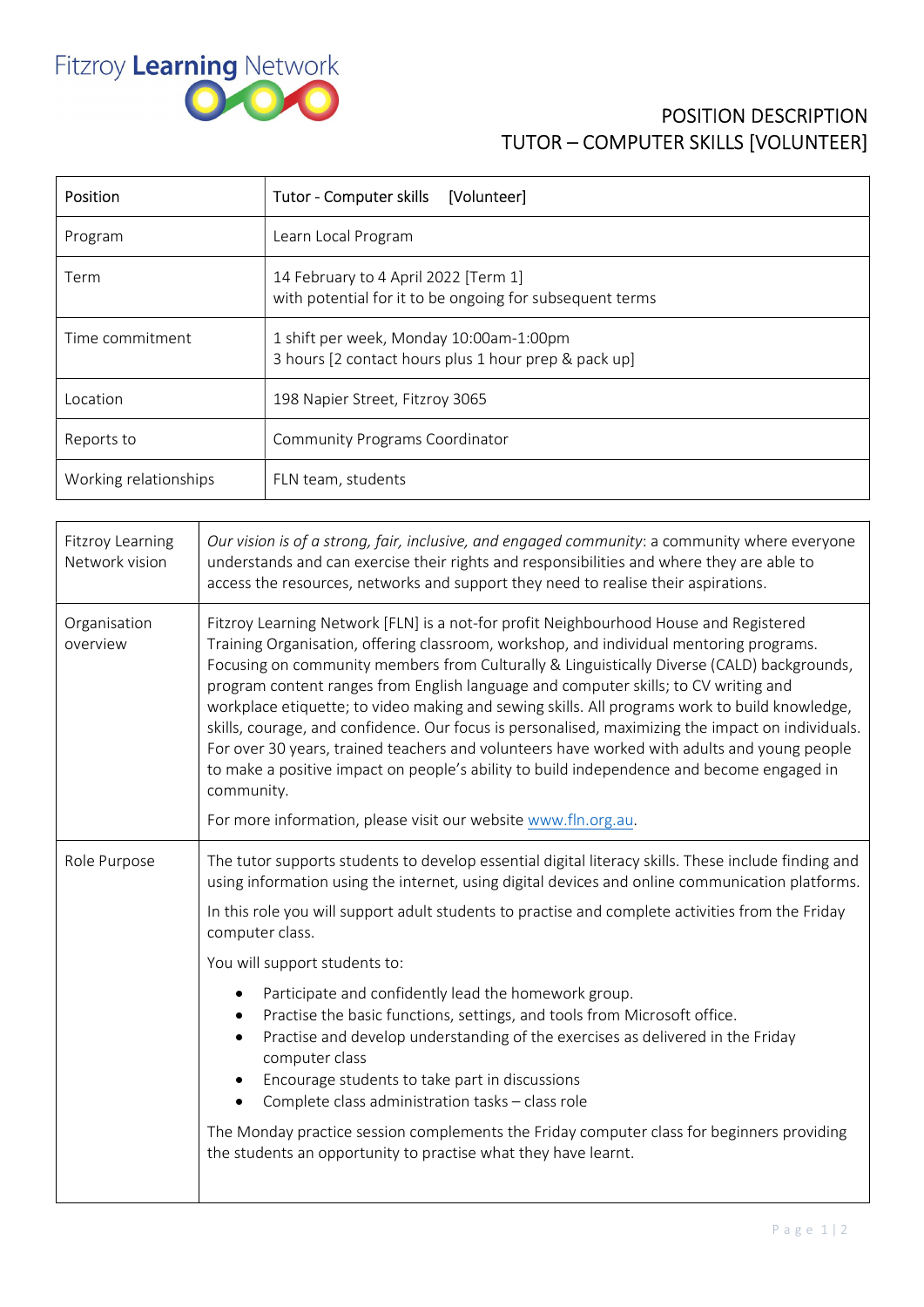Fitzroy Learning Network

# POSITION DESCRIPTION
# TUTOR – COMPUTER SKILLS [VOLUNTEER]

| Position | Tutor - Computer skills [Volunteer] |
|---|---|
| Program | Learn Local Program |
| Term | 14 February to 4 April 2022 [Term 1]<br>with potential for it to be ongoing for subsequent terms |
| Time commitment | 1 shift per week, Monday 10:00am-1:00pm<br>3 hours [2 contact hours plus 1 hour prep & pack up] |
| Location | 198 Napier Street, Fitzroy 3065 |
| Reports to | Community Programs Coordinator |
| Working relationships | FLN team, students |

| | |
|---|---|
| Fitzroy Learning Network vision | *Our vision is of a strong, fair, inclusive, and engaged community*: a community where everyone understands and can exercise their rights and responsibilities and where they are able to access the resources, networks and support they need to realise their aspirations. |
| Organisation overview | Fitzroy Learning Network [FLN] is a not-for profit Neighbourhood House and Registered Training Organisation, offering classroom, workshop, and individual mentoring programs. Focusing on community members from Culturally & Linguistically Diverse (CALD) backgrounds, program content ranges from English language and computer skills; to CV writing and workplace etiquette; to video making and sewing skills. All programs work to build knowledge, skills, courage, and confidence. Our focus is personalised, maximizing the impact on individuals. For over 30 years, trained teachers and volunteers have worked with adults and young people to make a positive impact on people's ability to build independence and become engaged in community.<br><br>For more information, please visit our website www.fln.org.au. |
| Role Purpose | The tutor supports students to develop essential digital literacy skills. These include finding and using information using the internet, using digital devices and online communication platforms.<br><br>In this role you will support adult students to practise and complete activities from the Friday computer class.<br><br>You will support students to:<br>• Participate and confidently lead the homework group.<br>• Practise the basic functions, settings, and tools from Microsoft office.<br>• Practise and develop understanding of the exercises as delivered in the Friday computer class<br>• Encourage students to take part in discussions<br>• Complete class administration tasks – class role<br><br>The Monday practice session complements the Friday computer class for beginners providing the students an opportunity to practise what they have learnt. |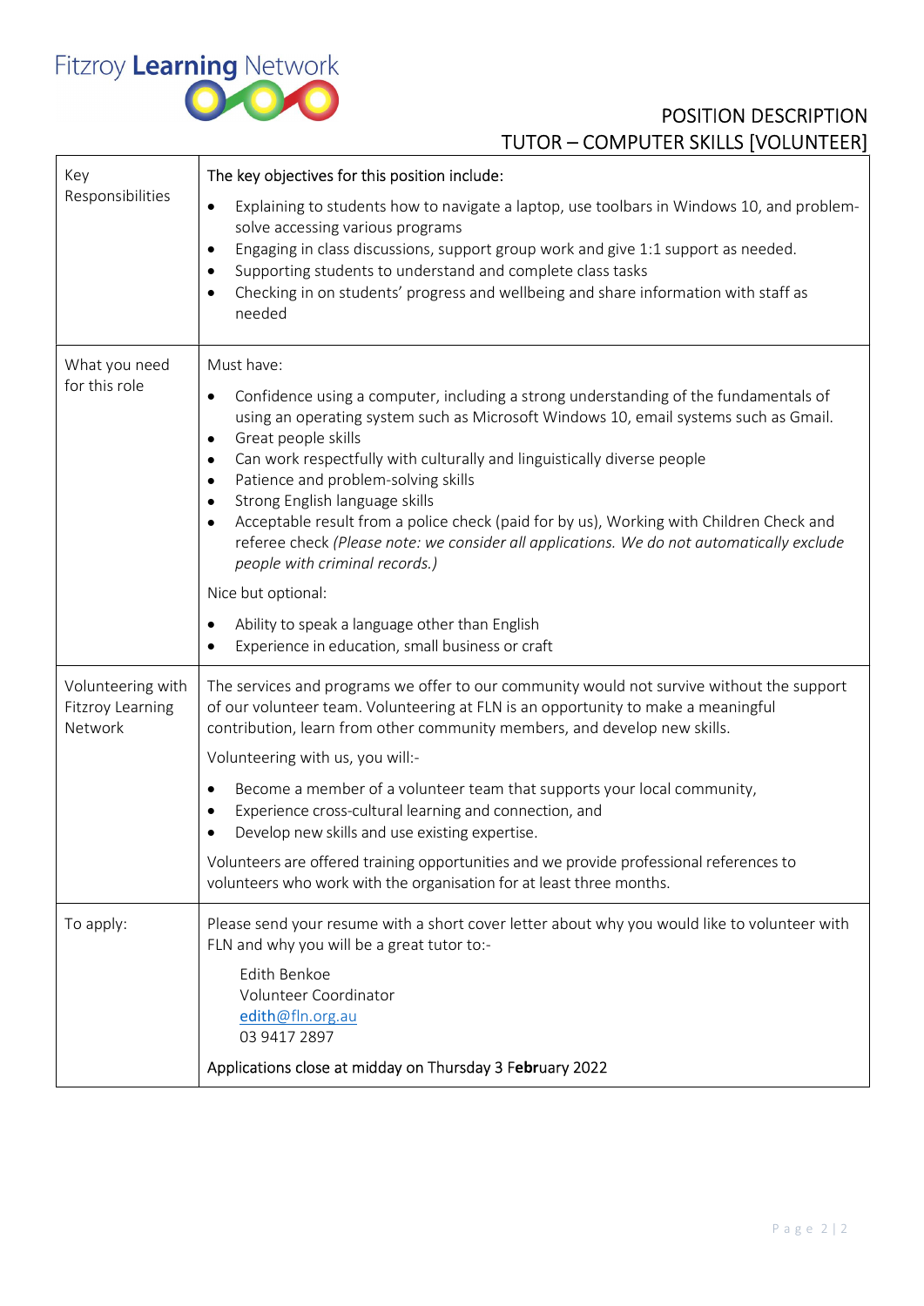Fitzroy Learning Network

# POSITION DESCRIPTION
## TUTOR – COMPUTER SKILLS [VOLUNTEER]

| | |
|---|---|
| Key Responsibilities | The key objectives for this position include:<br>• Explaining to students how to navigate a laptop, use toolbars in Windows 10, and problem-solve accessing various programs<br>• Engaging in class discussions, support group work and give 1:1 support as needed.<br>• Supporting students to understand and complete class tasks<br>• Checking in on students' progress and wellbeing and share information with staff as needed |
| What you need for this role | Must have:<br>• Confidence using a computer, including a strong understanding of the fundamentals of using an operating system such as Microsoft Windows 10, email systems such as Gmail.<br>• Great people skills<br>• Can work respectfully with culturally and linguistically diverse people<br>• Patience and problem-solving skills<br>• Strong English language skills<br>• Acceptable result from a police check (paid for by us), Working with Children Check and referee check *(Please note: we consider all applications. We do not automatically exclude people with criminal records.)*<br>Nice but optional:<br>• Ability to speak a language other than English<br>• Experience in education, small business or craft |
| Volunteering with Fitzroy Learning Network | The services and programs we offer to our community would not survive without the support of our volunteer team. Volunteering at FLN is an opportunity to make a meaningful contribution, learn from other community members, and develop new skills.<br>Volunteering with us, you will:-<br>• Become a member of a volunteer team that supports your local community,<br>• Experience cross-cultural learning and connection, and<br>• Develop new skills and use existing expertise.<br>Volunteers are offered training opportunities and we provide professional references to volunteers who work with the organisation for at least three months. |
| To apply: | Please send your resume with a short cover letter about why you would like to volunteer with FLN and why you will be a great tutor to:-<br>Edith Benkoe<br>Volunteer Coordinator<br>edith@fln.org.au<br>03 9417 2897<br>Applications close at midday on Thursday 3 February 2022 |